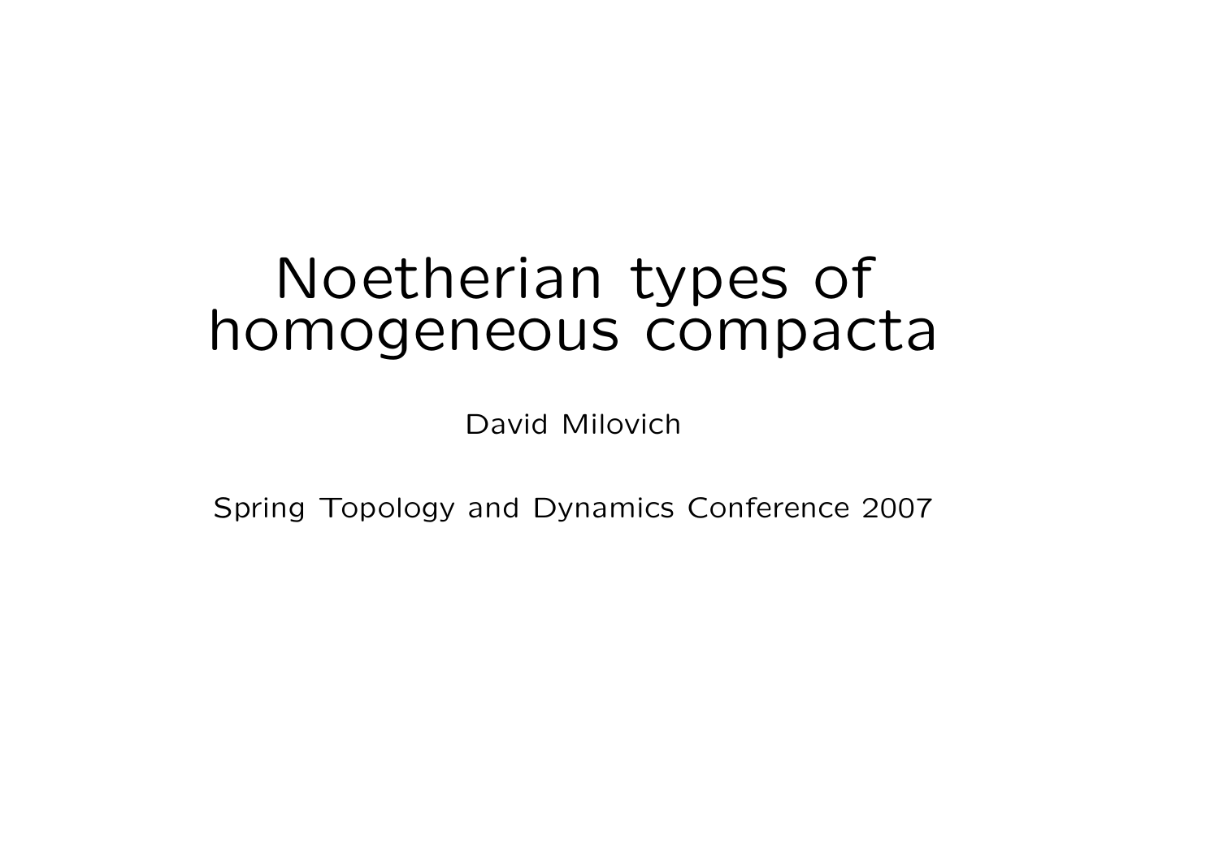# Noetherian types of homogeneous compacta

David Milovich

Spring Topology and Dynamics Conference 2007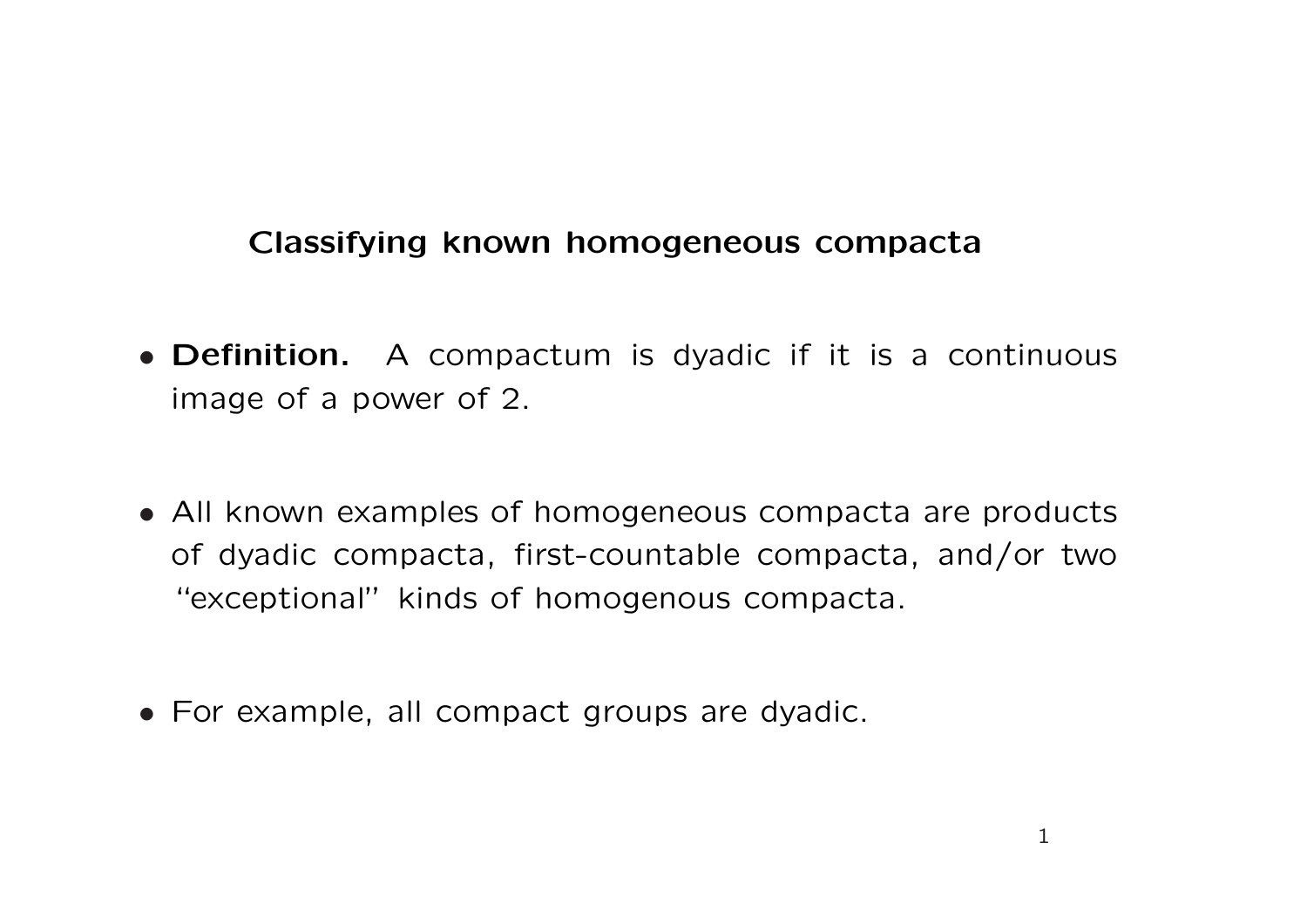## Classifying known homogeneous compacta

- **Definition.** A compactum is dyadic if it is a continuous image of a power of 2.

- All known examples of homogeneous compacta are products of dyadic compacta, first-countable compacta, and/or two "exceptional" kinds of homogenous compacta.

- For example, all compact groups are dyadic.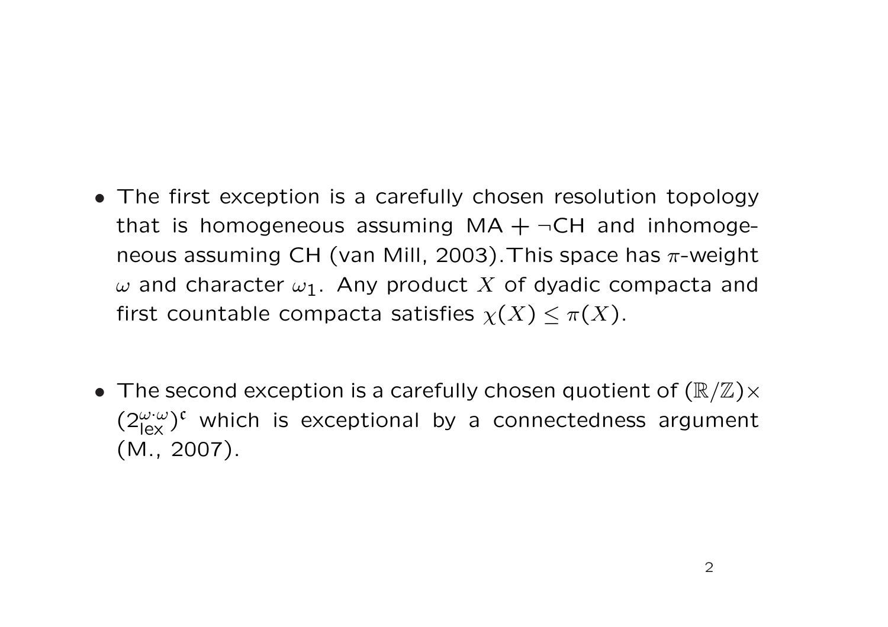- The first exception is a carefully chosen resolution topology that is homogeneous assuming $\mathsf{MA} + \neg\mathsf{CH}$ and inhomogeneous assuming CH (van Mill, 2003).This space has $\pi$-weight $\omega$ and character $\omega_1$. Any product $X$ of dyadic compacta and first countable compacta satisfies $\chi(X) \leq \pi(X)$.

- The second exception is a carefully chosen quotient of $(\mathbb{R}/\mathbb{Z})\times(2^{\omega\cdot\omega}_{\mathrm{lex}})^{\mathfrak{c}}$ which is exceptional by a connectedness argument (M., 2007).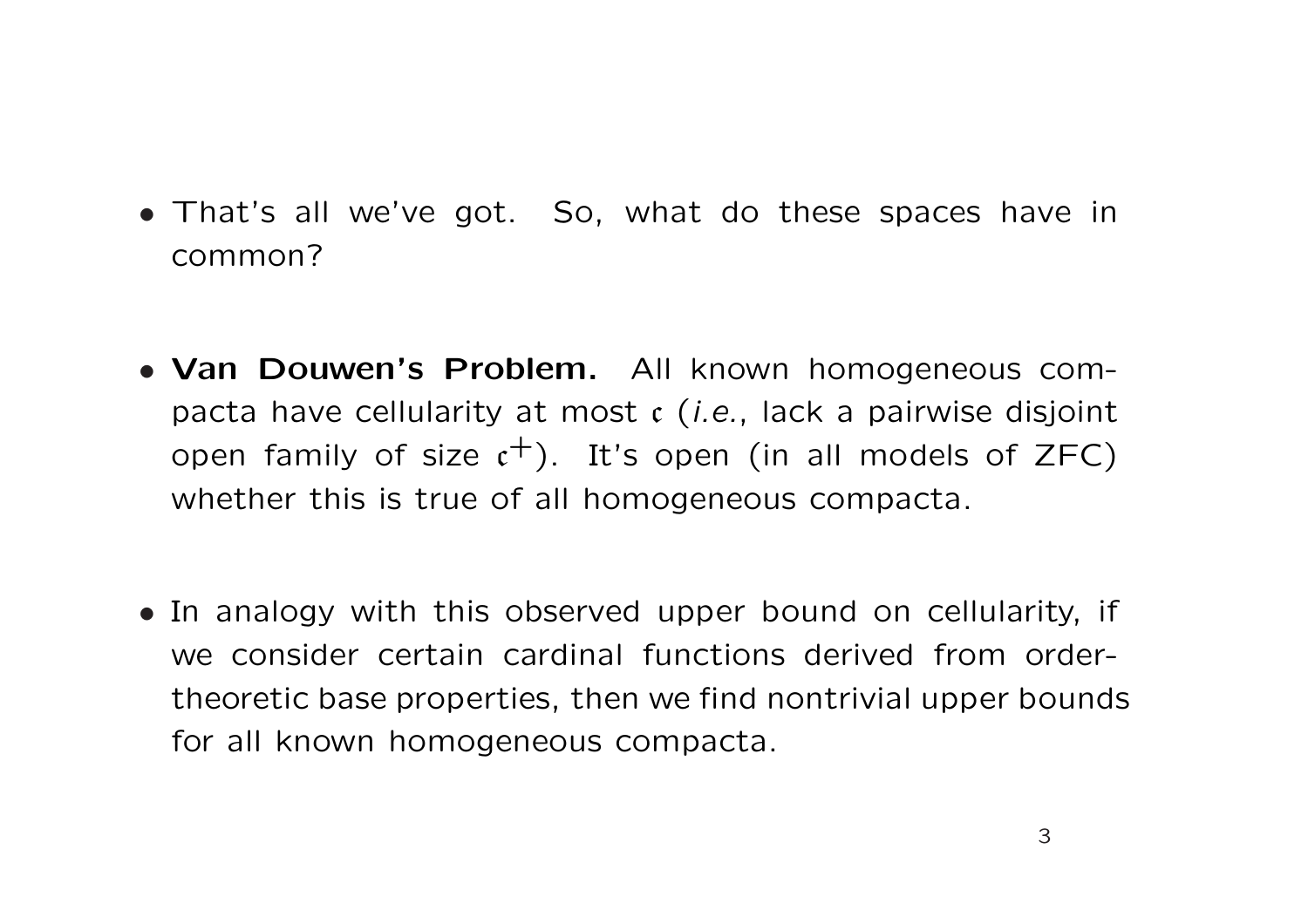- That's all we've got. So, what do these spaces have in common?

- **Van Douwen's Problem.** All known homogeneous compacta have cellularity at most $\mathfrak{c}$ (*i.e.*, lack a pairwise disjoint open family of size $\mathfrak{c}^+$). It's open (in all models of ZFC) whether this is true of all homogeneous compacta.

- In analogy with this observed upper bound on cellularity, if we consider certain cardinal functions derived from order-theoretic base properties, then we find nontrivial upper bounds for all known homogeneous compacta.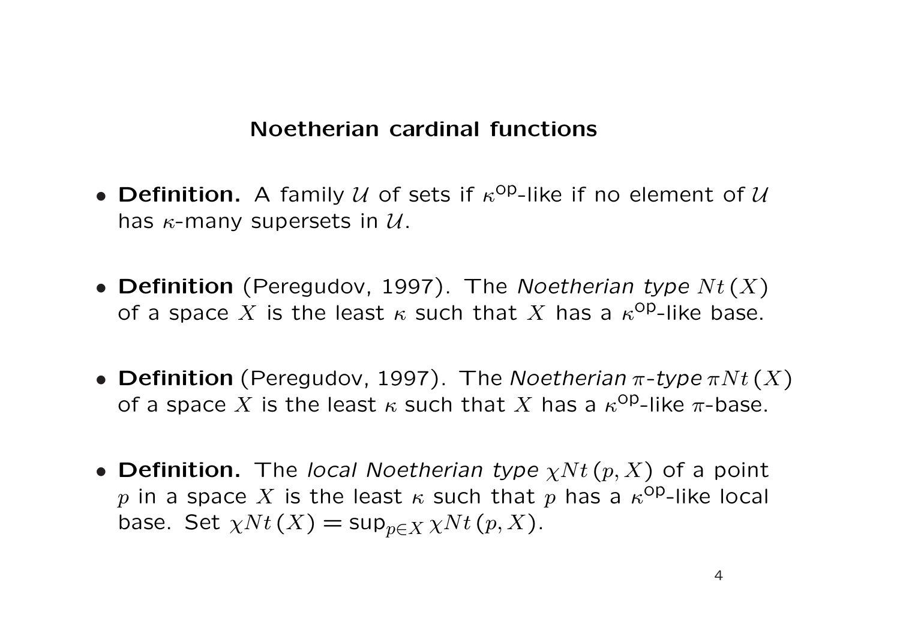## Noetherian cardinal functions

- **Definition.** A family $\mathcal{U}$ of sets if $\kappa^{\mathrm{op}}$-like if no element of $\mathcal{U}$ has $\kappa$-many supersets in $\mathcal{U}$.

- **Definition** (Peregudov, 1997). The *Noetherian type* $Nt\,(X)$ of a space $X$ is the least $\kappa$ such that $X$ has a $\kappa^{\mathrm{op}}$-like base.

- **Definition** (Peregudov, 1997). The *Noetherian $\pi$-type* $\pi Nt\,(X)$ of a space $X$ is the least $\kappa$ such that $X$ has a $\kappa^{\mathrm{op}}$-like $\pi$-base.

- **Definition.** The *local Noetherian type* $\chi Nt\,(p, X)$ of a point $p$ in a space $X$ is the least $\kappa$ such that $p$ has a $\kappa^{\mathrm{op}}$-like local base. Set $\chi Nt\,(X) = \sup_{p \in X} \chi Nt\,(p, X)$.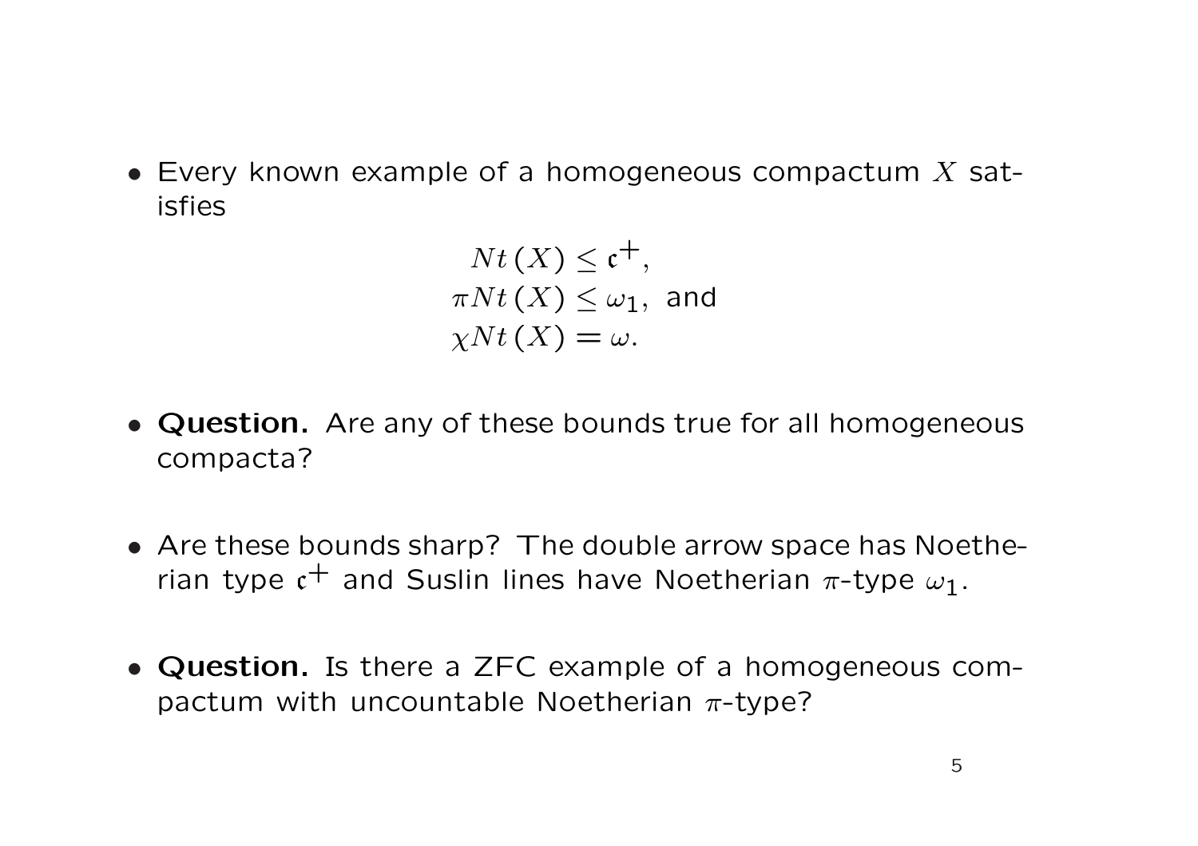- Every known example of a homogeneous compactum $X$ satisfies

$$
\begin{aligned}
Nt\,(X) &\leq \mathfrak{c}^{+}, \\
\pi Nt\,(X) &\leq \omega_1, \text{ and} \\
\chi Nt\,(X) &= \omega.
\end{aligned}
$$

- **Question.** Are any of these bounds true for all homogeneous compacta?

- Are these bounds sharp? The double arrow space has Noetherian type $\mathfrak{c}^{+}$ and Suslin lines have Noetherian $\pi$-type $\omega_1$.

- **Question.** Is there a ZFC example of a homogeneous compactum with uncountable Noetherian $\pi$-type?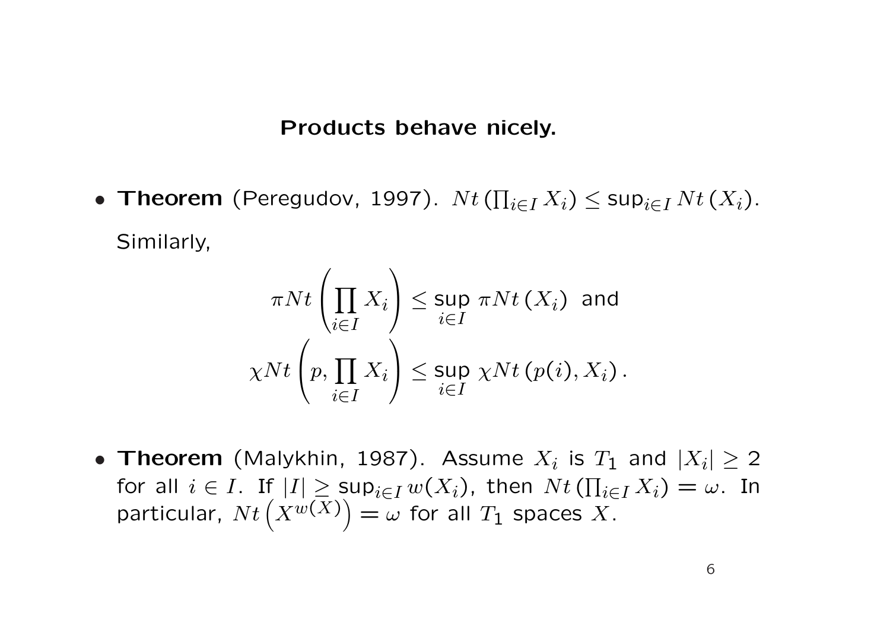## Products behave nicely.

- **Theorem** (Peregudov, 1997). $Nt\left(\prod_{i\in I} X_i\right) \leq \sup_{i\in I} Nt\left(X_i\right)$.

  Similarly,

$$\pi Nt\left(\prod_{i\in I} X_i\right) \leq \sup_{i\in I} \pi Nt\left(X_i\right) \text{ and}$$
$$\chi Nt\left(p, \prod_{i\in I} X_i\right) \leq \sup_{i\in I} \chi Nt\left(p(i), X_i\right).$$

- **Theorem** (Malykhin, 1987). Assume $X_i$ is $T_1$ and $|X_i| \geq 2$ for all $i \in I$. If $|I| \geq \sup_{i\in I} w(X_i)$, then $Nt\left(\prod_{i\in I} X_i\right) = \omega$. In particular, $Nt\left(X^{w(X)}\right) = \omega$ for all $T_1$ spaces $X$.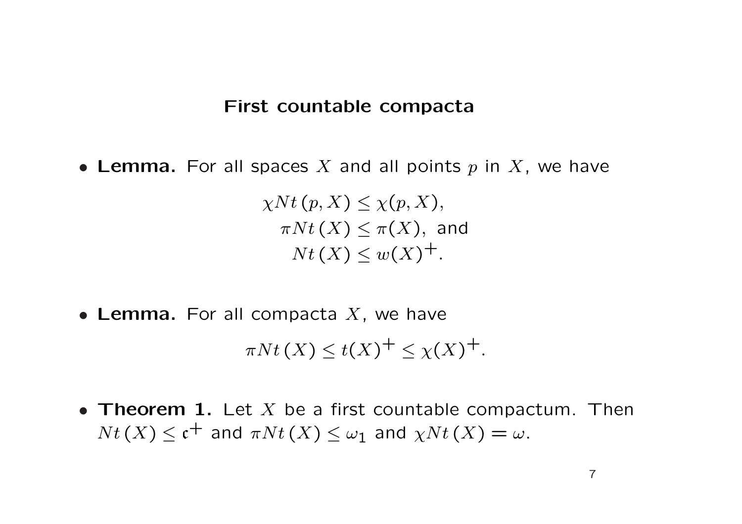## First countable compacta

- **Lemma.** For all spaces $X$ and all points $p$ in $X$, we have

$$\chi Nt\,(p, X) \leq \chi(p, X),$$
$$\pi Nt\,(X) \leq \pi(X), \text{ and}$$
$$Nt\,(X) \leq w(X)^+.$$

- **Lemma.** For all compacta $X$, we have

$$\pi Nt\,(X) \leq t(X)^+ \leq \chi(X)^+.$$

- **Theorem 1.** Let $X$ be a first countable compactum. Then $Nt\,(X) \leq \mathfrak{c}^+$ and $\pi Nt\,(X) \leq \omega_1$ and $\chi Nt\,(X) = \omega$.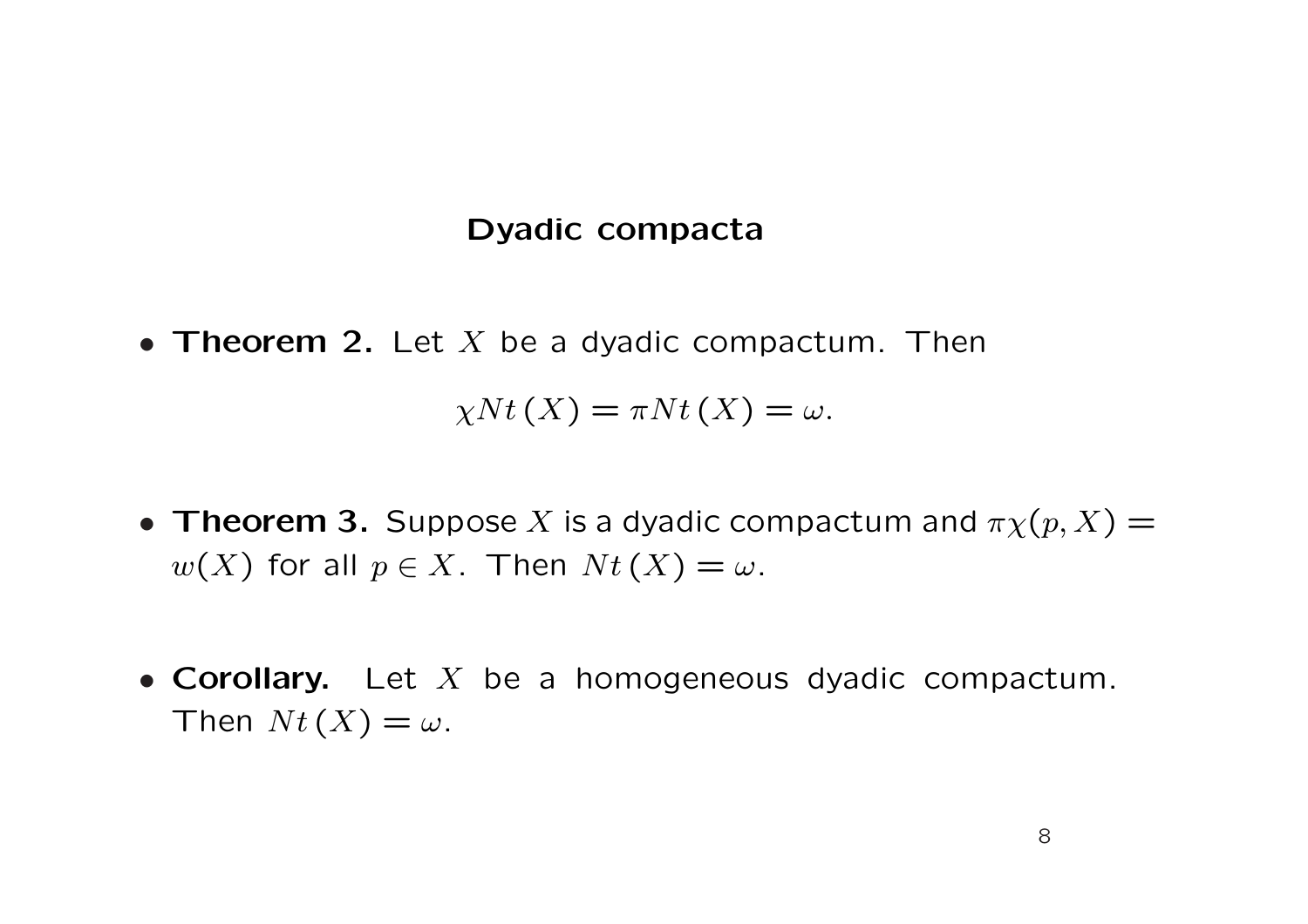## Dyadic compacta

- **Theorem 2.** Let $X$ be a dyadic compactum. Then

$$\chi Nt\,(X) = \pi Nt\,(X) = \omega.$$

- **Theorem 3.** Suppose $X$ is a dyadic compactum and $\pi\chi(p, X) = w(X)$ for all $p \in X$. Then $Nt\,(X) = \omega$.

- **Corollary.** Let $X$ be a homogeneous dyadic compactum. Then $Nt\,(X) = \omega$.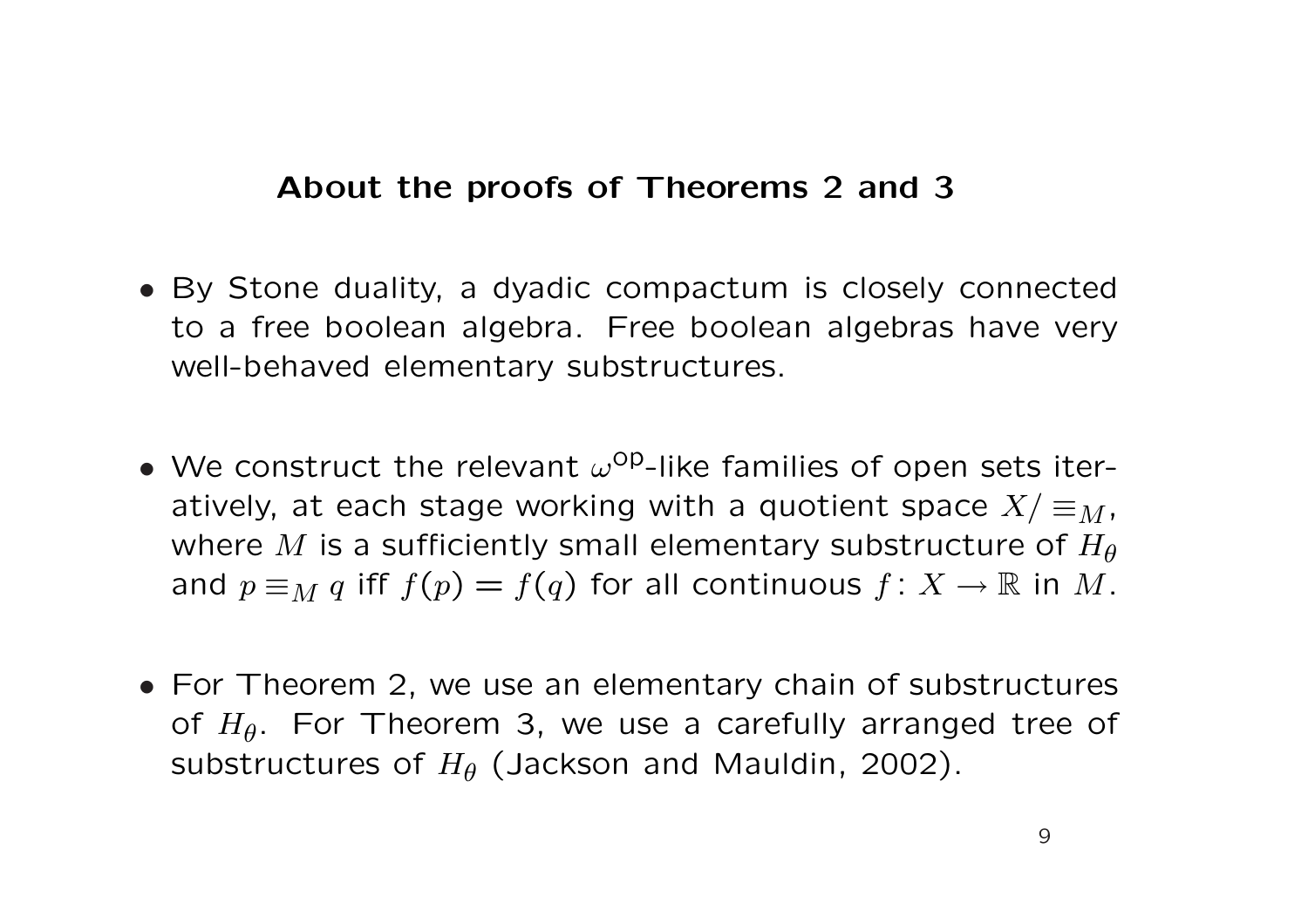## About the proofs of Theorems 2 and 3

- By Stone duality, a dyadic compactum is closely connected to a free boolean algebra. Free boolean algebras have very well-behaved elementary substructures.

- We construct the relevant $\omega^{\mathrm{op}}$-like families of open sets iteratively, at each stage working with a quotient space $X/\equiv_M$, where $M$ is a sufficiently small elementary substructure of $H_\theta$ and $p \equiv_M q$ iff $f(p) = f(q)$ for all continuous $f\colon X \to \mathbb{R}$ in $M$.

- For Theorem 2, we use an elementary chain of substructures of $H_\theta$. For Theorem 3, we use a carefully arranged tree of substructures of $H_\theta$ (Jackson and Mauldin, 2002).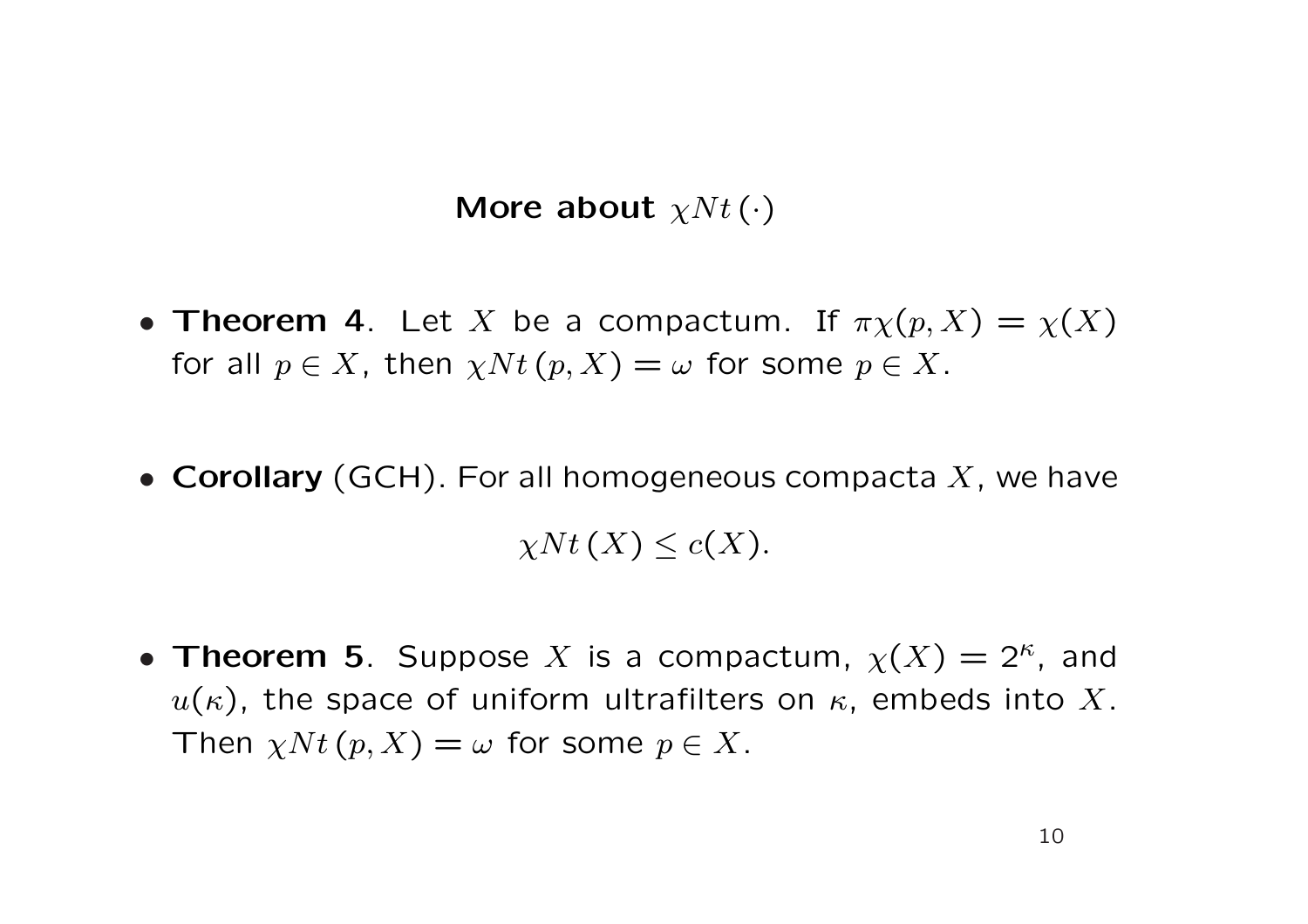## More about $\chi Nt\,(\cdot)$

- **Theorem 4**. Let $X$ be a compactum. If $\pi\chi(p, X) = \chi(X)$ for all $p \in X$, then $\chi Nt\,(p, X) = \omega$ for some $p \in X$.

- **Corollary** (GCH). For all homogeneous compacta $X$, we have

$$\chi Nt\,(X) \leq c(X).$$

- **Theorem 5**. Suppose $X$ is a compactum, $\chi(X) = 2^\kappa$, and $u(\kappa)$, the space of uniform ultrafilters on $\kappa$, embeds into $X$. Then $\chi Nt\,(p, X) = \omega$ for some $p \in X$.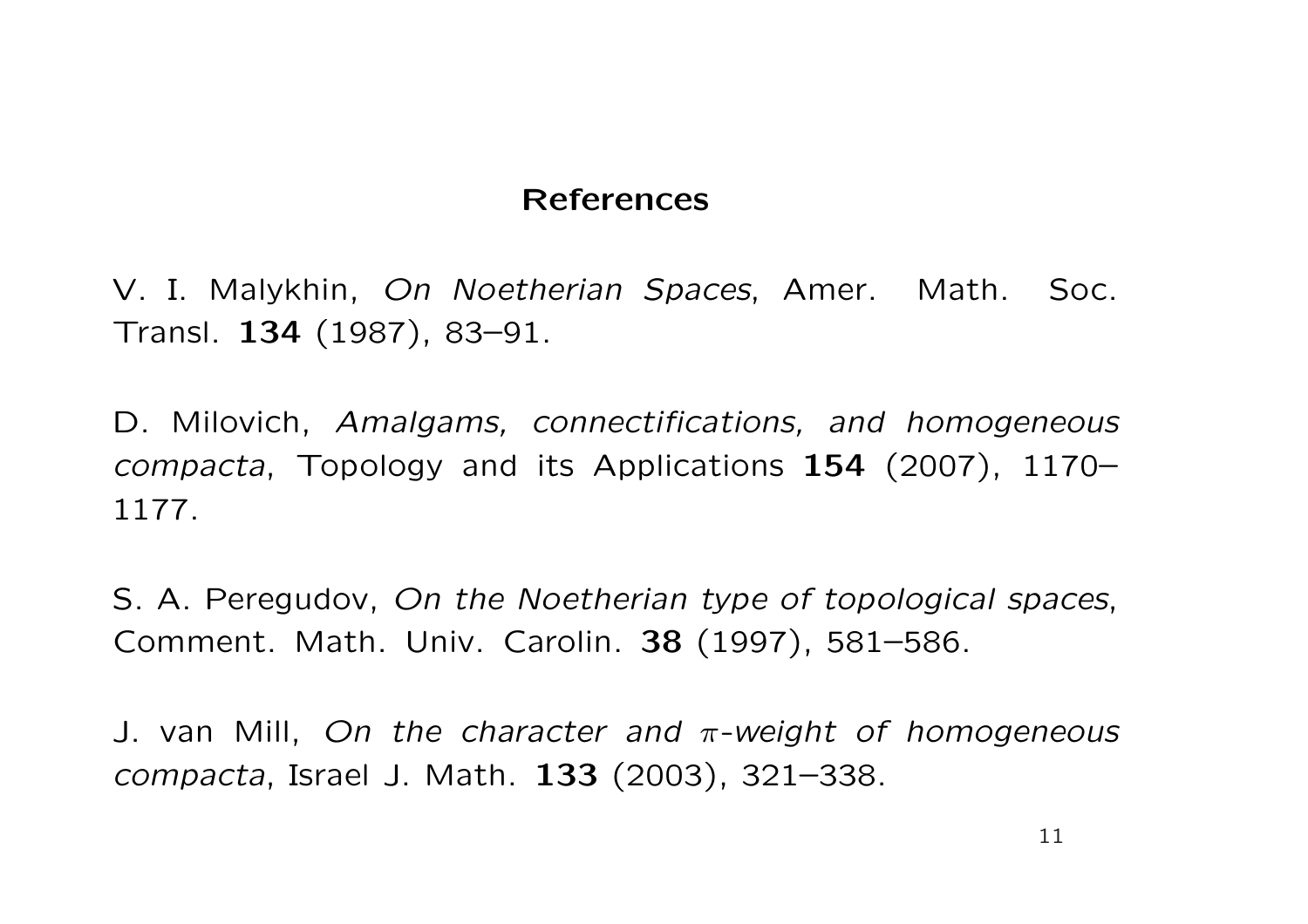## References

V. I. Malykhin, *On Noetherian Spaces*, Amer. Math. Soc. Transl. **134** (1987), 83–91.

D. Milovich, *Amalgams, connectifications, and homogeneous compacta*, Topology and its Applications **154** (2007), 1170–1177.

S. A. Peregudov, *On the Noetherian type of topological spaces*, Comment. Math. Univ. Carolin. **38** (1997), 581–586.

J. van Mill, *On the character and $\pi$-weight of homogeneous compacta*, Israel J. Math. **133** (2003), 321–338.